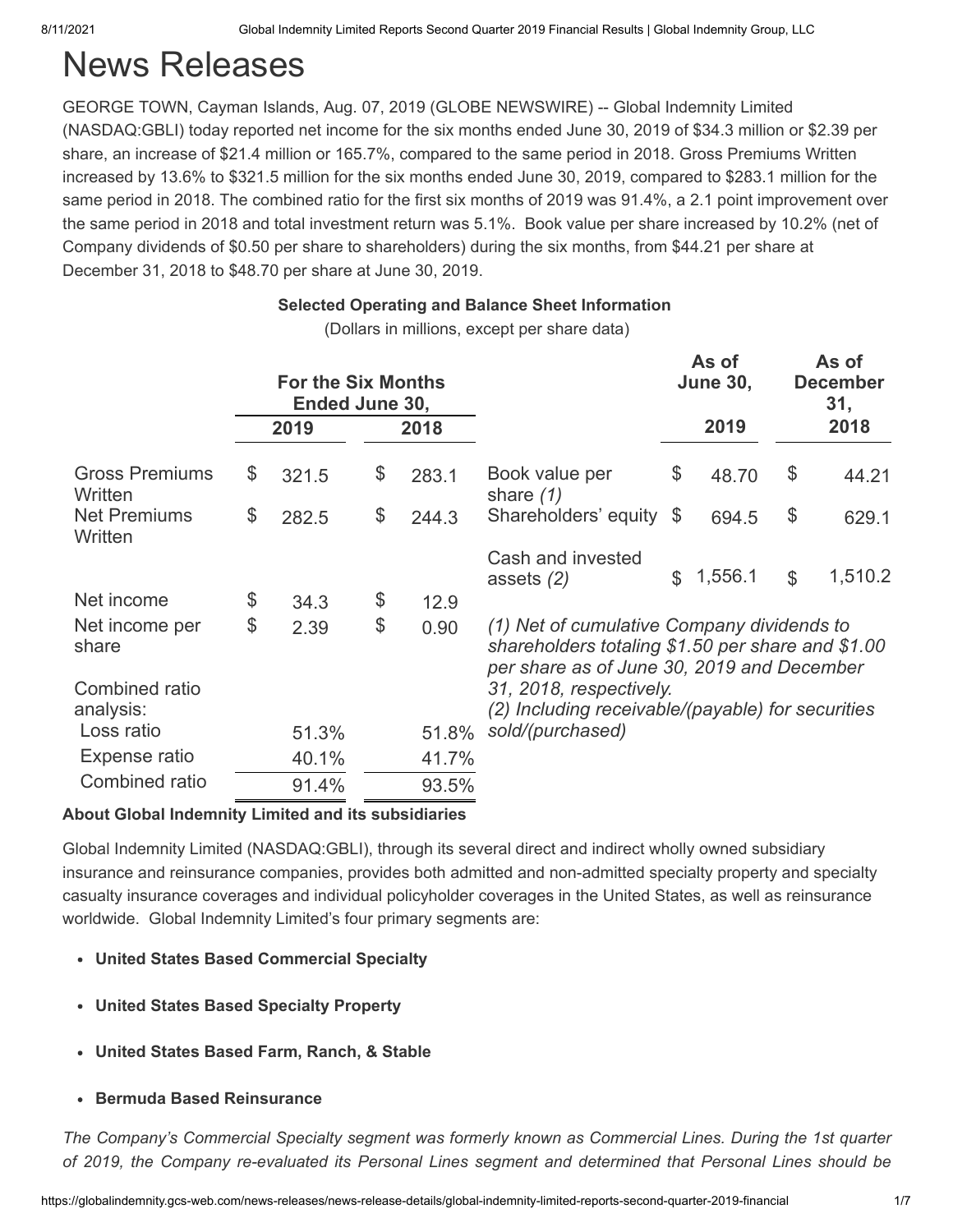# News Releases

GEORGE TOWN, Cayman Islands, Aug. 07, 2019 (GLOBE NEWSWIRE) -- Global Indemnity Limited (NASDAQ:GBLI) today reported net income for the six months ended June 30, 2019 of $34.3 million or $2.39 per share, an increase of $21.4 million or 165.7%, compared to the same period in 2018. Gross Premiums Written increased by 13.6% to $321.5 million for the six months ended June 30, 2019, compared to $283.1 million for the same period in 2018. The combined ratio for the first six months of 2019 was 91.4%, a 2.1 point improvement over the same period in 2018 and total investment return was 5.1%.  Book value per share increased by 10.2% (net of Company dividends of $0.50 per share to shareholders) during the six months, from $44.21 per share at December 31, 2018 to $48.70 per share at June 30, 2019.

**Selected Operating and Balance Sheet Information**

(Dollars in millions, except per share data)

| | For the Six Months Ended June 30, | |
|---|---|---|
| | 2019 | 2018 |
| Gross Premiums Written | $ 321.5 | $ 283.1 |
| Net Premiums Written | $ 282.5 | $ 244.3 |
| Net income | $ 34.3 | $ 12.9 |
| Net income per share | $ 2.39 | $ 0.90 |
| Combined ratio analysis: | | |
| Loss ratio | 51.3% | 51.8% |
| Expense ratio | 40.1% | 41.7% |
| Combined ratio | 91.4% | 93.5% |

| | As of June 30, 2019 | As of December 31, 2018 |
|---|---|---|
| Book value per share *(1)* | $ 48.70 | $ 44.21 |
| Shareholders' equity | $ 694.5 | $ 629.1 |
| Cash and invested assets *(2)* | $ 1,556.1 | $ 1,510.2 |

*(1) Net of cumulative Company dividends to shareholders totaling $1.50 per share and $1.00 per share as of June 30, 2019 and December 31, 2018, respectively.*
*(2) Including receivable/(payable) for securities sold/(purchased)*

**About Global Indemnity Limited and its subsidiaries**

Global Indemnity Limited (NASDAQ:GBLI), through its several direct and indirect wholly owned subsidiary insurance and reinsurance companies, provides both admitted and non-admitted specialty property and specialty casualty insurance coverages and individual policyholder coverages in the United States, as well as reinsurance worldwide.  Global Indemnity Limited's four primary segments are:

- **United States Based Commercial Specialty**
- **United States Based Specialty Property**
- **United States Based Farm, Ranch, & Stable**
- **Bermuda Based Reinsurance**

*The Company's Commercial Specialty segment was formerly known as Commercial Lines. During the 1st quarter of 2019, the Company re-evaluated its Personal Lines segment and determined that Personal Lines should be*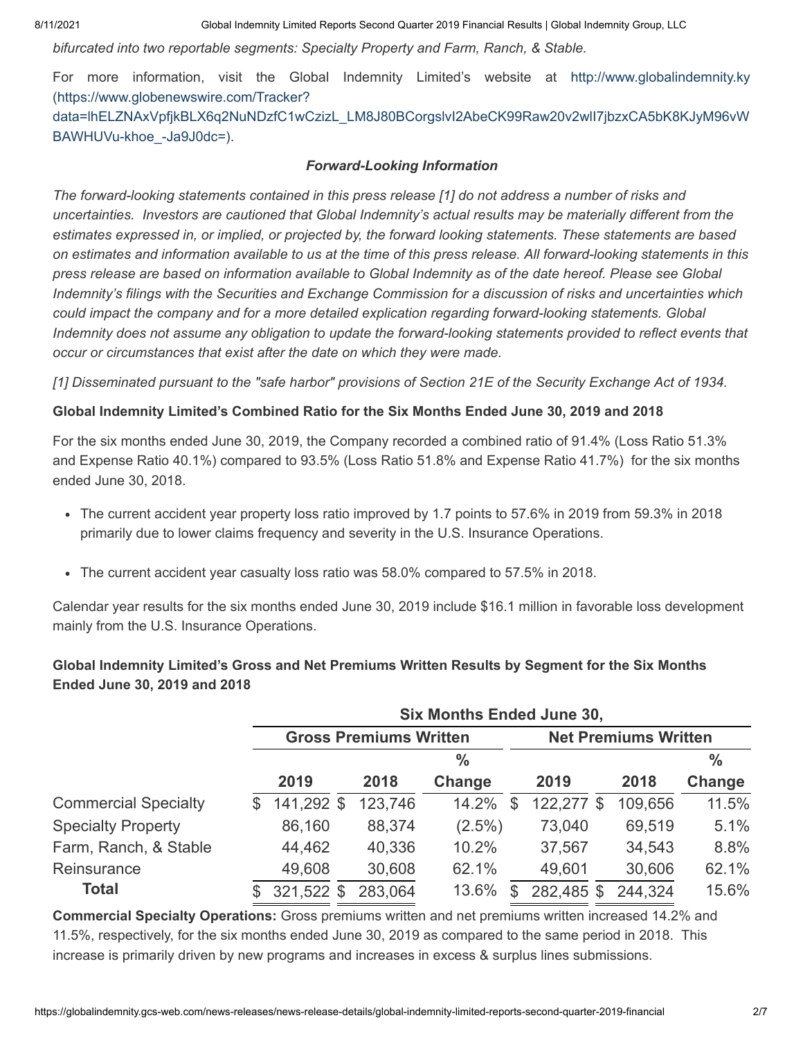*bifurcated into two reportable segments: Specialty Property and Farm, Ranch, & Stable.*

For more information, visit the Global Indemnity Limited's website at http://www.globalindemnity.ky (https://www.globenewswire.com/Tracker?data=lhELZNAxVpfjkBLX6q2NuNDzfC1wCzizL_LM8J80BCorgslvI2AbeCK99Raw20v2wlI7jbzxCA5bK8KJyM96vWBAWHUVu-khoe_-Ja9J0dc=).

### *Forward-Looking Information*

*The forward-looking statements contained in this press release [1] do not address a number of risks and uncertainties. Investors are cautioned that Global Indemnity's actual results may be materially different from the estimates expressed in, or implied, or projected by, the forward looking statements. These statements are based on estimates and information available to us at the time of this press release. All forward-looking statements in this press release are based on information available to Global Indemnity as of the date hereof. Please see Global Indemnity's filings with the Securities and Exchange Commission for a discussion of risks and uncertainties which could impact the company and for a more detailed explication regarding forward-looking statements. Global Indemnity does not assume any obligation to update the forward-looking statements provided to reflect events that occur or circumstances that exist after the date on which they were made.*

*[1] Disseminated pursuant to the "safe harbor" provisions of Section 21E of the Security Exchange Act of 1934.*

**Global Indemnity Limited's Combined Ratio for the Six Months Ended June 30, 2019 and 2018**

For the six months ended June 30, 2019, the Company recorded a combined ratio of 91.4% (Loss Ratio 51.3% and Expense Ratio 40.1%) compared to 93.5% (Loss Ratio 51.8% and Expense Ratio 41.7%) for the six months ended June 30, 2018.

- The current accident year property loss ratio improved by 1.7 points to 57.6% in 2019 from 59.3% in 2018 primarily due to lower claims frequency and severity in the U.S. Insurance Operations.
- The current accident year casualty loss ratio was 58.0% compared to 57.5% in 2018.

Calendar year results for the six months ended June 30, 2019 include $16.1 million in favorable loss development mainly from the U.S. Insurance Operations.

**Global Indemnity Limited's Gross and Net Premiums Written Results by Segment for the Six Months Ended June 30, 2019 and 2018**

| | Six Months Ended June 30, | | | | | |
|---|---|---|---|---|---|---|
| | Gross Premiums Written | | | Net Premiums Written | | |
| | 2019 | 2018 | % Change | 2019 | 2018 | % Change |
| Commercial Specialty | $ 141,292 | $ 123,746 | 14.2% | $ 122,277 | $ 109,656 | 11.5% |
| Specialty Property | 86,160 | 88,374 | (2.5%) | 73,040 | 69,519 | 5.1% |
| Farm, Ranch, & Stable | 44,462 | 40,336 | 10.2% | 37,567 | 34,543 | 8.8% |
| Reinsurance | 49,608 | 30,608 | 62.1% | 49,601 | 30,606 | 62.1% |
| **Total** | $ 321,522 | $ 283,064 | 13.6% | $ 282,485 | $ 244,324 | 15.6% |

**Commercial Specialty Operations:** Gross premiums written and net premiums written increased 14.2% and 11.5%, respectively, for the six months ended June 30, 2019 as compared to the same period in 2018. This increase is primarily driven by new programs and increases in excess & surplus lines submissions.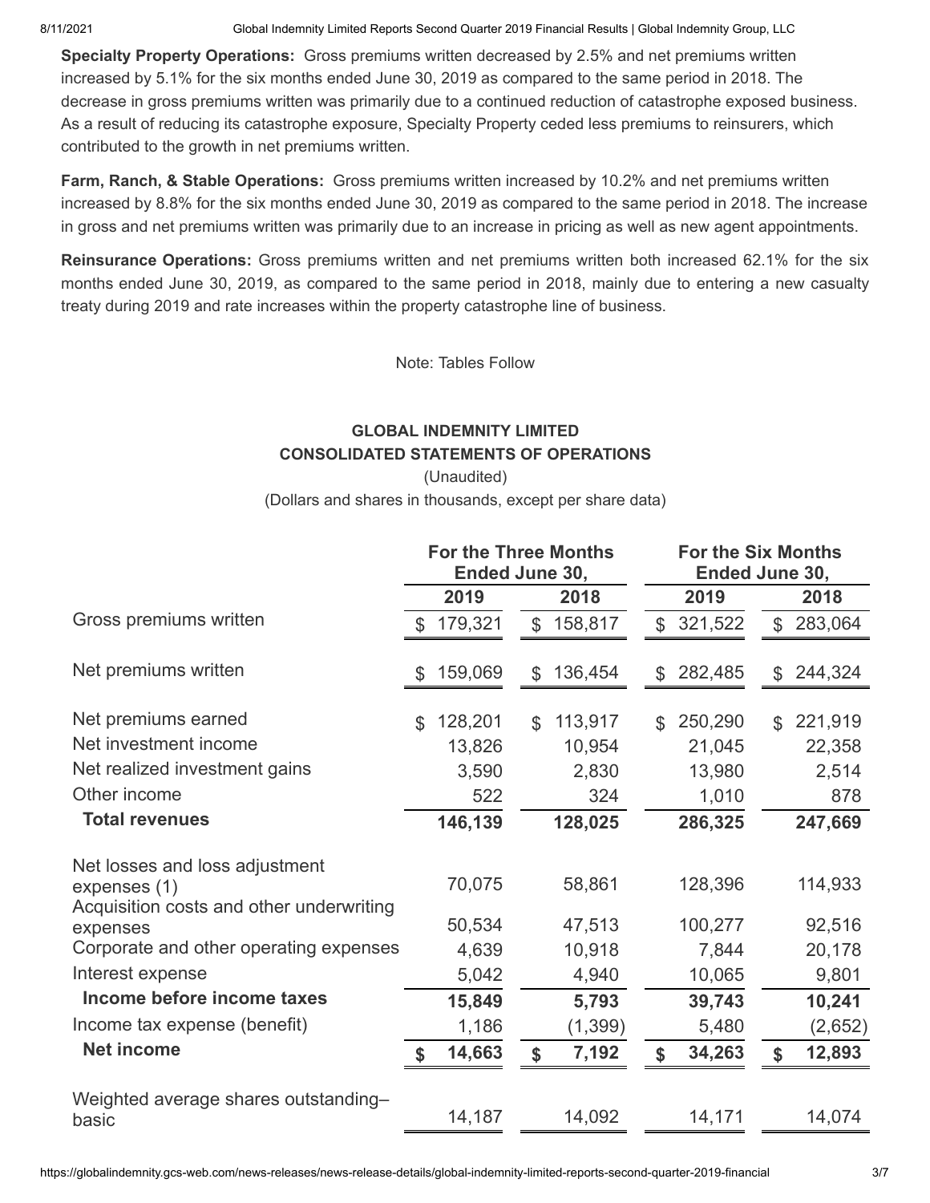**Specialty Property Operations:** Gross premiums written decreased by 2.5% and net premiums written increased by 5.1% for the six months ended June 30, 2019 as compared to the same period in 2018. The decrease in gross premiums written was primarily due to a continued reduction of catastrophe exposed business. As a result of reducing its catastrophe exposure, Specialty Property ceded less premiums to reinsurers, which contributed to the growth in net premiums written.

**Farm, Ranch, & Stable Operations:** Gross premiums written increased by 10.2% and net premiums written increased by 8.8% for the six months ended June 30, 2019 as compared to the same period in 2018. The increase in gross and net premiums written was primarily due to an increase in pricing as well as new agent appointments.

**Reinsurance Operations:** Gross premiums written and net premiums written both increased 62.1% for the six months ended June 30, 2019, as compared to the same period in 2018, mainly due to entering a new casualty treaty during 2019 and rate increases within the property catastrophe line of business.

Note: Tables Follow

**GLOBAL INDEMNITY LIMITED**
**CONSOLIDATED STATEMENTS OF OPERATIONS**
(Unaudited)
(Dollars and shares in thousands, except per share data)

| | For the Three Months Ended June 30, | | For the Six Months Ended June 30, | |
|---|---|---|---|---|
| | 2019 | 2018 | 2019 | 2018 |
| Gross premiums written | $ 179,321 | $ 158,817 | $ 321,522 | $ 283,064 |
| Net premiums written | $ 159,069 | $ 136,454 | $ 282,485 | $ 244,324 |
| Net premiums earned | $ 128,201 | $ 113,917 | $ 250,290 | $ 221,919 |
| Net investment income | 13,826 | 10,954 | 21,045 | 22,358 |
| Net realized investment gains | 3,590 | 2,830 | 13,980 | 2,514 |
| Other income | 522 | 324 | 1,010 | 878 |
| **Total revenues** | **146,139** | **128,025** | **286,325** | **247,669** |
| Net losses and loss adjustment expenses (1) | 70,075 | 58,861 | 128,396 | 114,933 |
| Acquisition costs and other underwriting expenses | 50,534 | 47,513 | 100,277 | 92,516 |
| Corporate and other operating expenses | 4,639 | 10,918 | 7,844 | 20,178 |
| Interest expense | 5,042 | 4,940 | 10,065 | 9,801 |
| **Income before income taxes** | **15,849** | **5,793** | **39,743** | **10,241** |
| Income tax expense (benefit) | 1,186 | (1,399) | 5,480 | (2,652) |
| **Net income** | **$ 14,663** | **$ 7,192** | **$ 34,263** | **$ 12,893** |
| Weighted average shares outstanding–basic | 14,187 | 14,092 | 14,171 | 14,074 |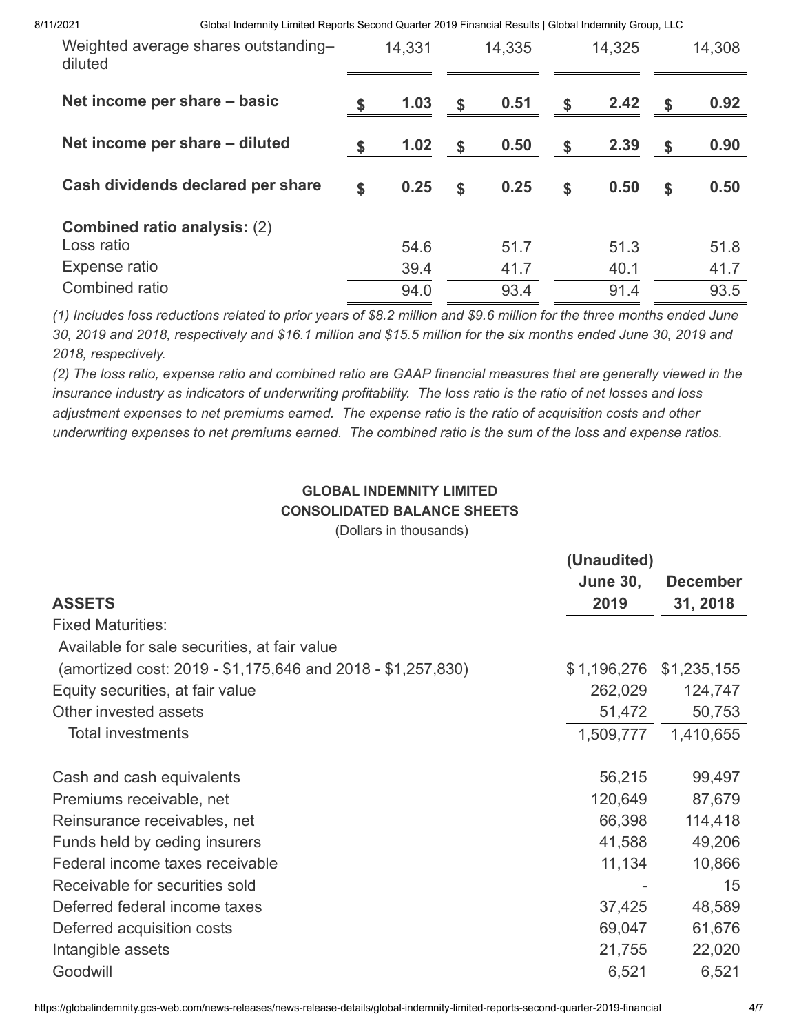| | | | | |
|---|---|---|---|---|
| Weighted average shares outstanding–diluted | 14,331 | 14,335 | 14,325 | 14,308 |
| **Net income per share – basic** | **$ 1.03** | **$ 0.51** | **$ 2.42** | **$ 0.92** |
| **Net income per share – diluted** | **$ 1.02** | **$ 0.50** | **$ 2.39** | **$ 0.90** |
| **Cash dividends declared per share** | **$ 0.25** | **$ 0.25** | **$ 0.50** | **$ 0.50** |
| **Combined ratio analysis:** (2) | | | | |
| Loss ratio | 54.6 | 51.7 | 51.3 | 51.8 |
| Expense ratio | 39.4 | 41.7 | 40.1 | 41.7 |
| Combined ratio | 94.0 | 93.4 | 91.4 | 93.5 |

*(1) Includes loss reductions related to prior years of $8.2 million and $9.6 million for the three months ended June 30, 2019 and 2018, respectively and $16.1 million and $15.5 million for the six months ended June 30, 2019 and 2018, respectively.*

*(2) The loss ratio, expense ratio and combined ratio are GAAP financial measures that are generally viewed in the insurance industry as indicators of underwriting profitability. The loss ratio is the ratio of net losses and loss adjustment expenses to net premiums earned. The expense ratio is the ratio of acquisition costs and other underwriting expenses to net premiums earned. The combined ratio is the sum of the loss and expense ratios.*

**GLOBAL INDEMNITY LIMITED**

**CONSOLIDATED BALANCE SHEETS**

(Dollars in thousands)

| **ASSETS** | **(Unaudited) June 30, 2019** | **December 31, 2018** |
|---|---|---|
| Fixed Maturities: | | |
| Available for sale securities, at fair value | | |
| (amortized cost: 2019 - $1,175,646 and 2018 - $1,257,830) | $ 1,196,276 | $1,235,155 |
| Equity securities, at fair value | 262,029 | 124,747 |
| Other invested assets | 51,472 | 50,753 |
| Total investments | 1,509,777 | 1,410,655 |
| | | |
| Cash and cash equivalents | 56,215 | 99,497 |
| Premiums receivable, net | 120,649 | 87,679 |
| Reinsurance receivables, net | 66,398 | 114,418 |
| Funds held by ceding insurers | 41,588 | 49,206 |
| Federal income taxes receivable | 11,134 | 10,866 |
| Receivable for securities sold | - | 15 |
| Deferred federal income taxes | 37,425 | 48,589 |
| Deferred acquisition costs | 69,047 | 61,676 |
| Intangible assets | 21,755 | 22,020 |
| Goodwill | 6,521 | 6,521 |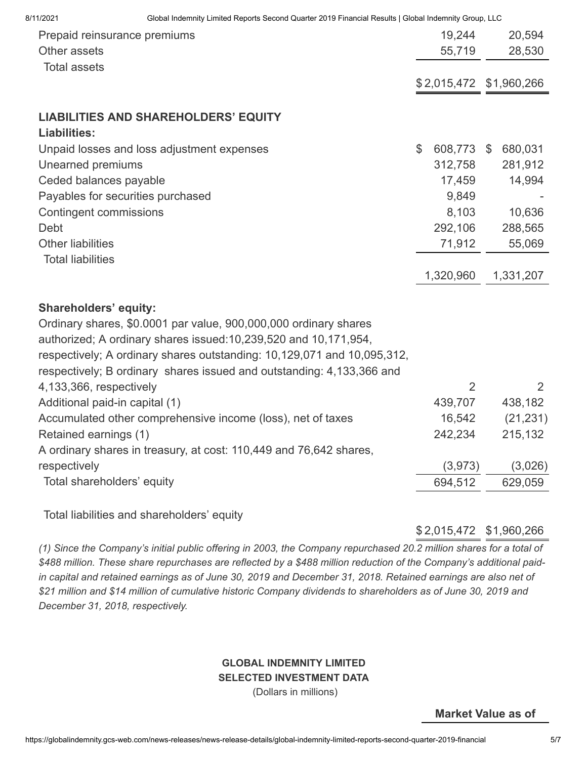| | | |
|---|---|---|
| Prepaid reinsurance premiums | 19,244 | 20,594 |
| Other assets | 55,719 | 28,530 |
| Total assets | $2,015,472 | $1,960,266 |
| **LIABILITIES AND SHAREHOLDERS' EQUITY** | | |
| **Liabilities:** | | |
| Unpaid losses and loss adjustment expenses | $ 608,773 | $ 680,031 |
| Unearned premiums | 312,758 | 281,912 |
| Ceded balances payable | 17,459 | 14,994 |
| Payables for securities purchased | 9,849 | - |
| Contingent commissions | 8,103 | 10,636 |
| Debt | 292,106 | 288,565 |
| Other liabilities | 71,912 | 55,069 |
| Total liabilities | 1,320,960 | 1,331,207 |
| **Shareholders' equity:** | | |
| Ordinary shares, $0.0001 par value, 900,000,000 ordinary shares authorized; A ordinary shares issued:10,239,520 and 10,171,954, respectively; A ordinary shares outstanding: 10,129,071 and 10,095,312, respectively; B ordinary shares issued and outstanding: 4,133,366 and 4,133,366, respectively | 2 | 2 |
| Additional paid-in capital (1) | 439,707 | 438,182 |
| Accumulated other comprehensive income (loss), net of taxes | 16,542 | (21,231) |
| Retained earnings (1) | 242,234 | 215,132 |
| A ordinary shares in treasury, at cost: 110,449 and 76,642 shares, respectively | (3,973) | (3,026) |
| Total shareholders' equity | 694,512 | 629,059 |
| Total liabilities and shareholders' equity | $2,015,472 | $1,960,266 |

*(1) Since the Company's initial public offering in 2003, the Company repurchased 20.2 million shares for a total of $488 million. These share repurchases are reflected by a $488 million reduction of the Company's additional paid-in capital and retained earnings as of June 30, 2019 and December 31, 2018. Retained earnings are also net of $21 million and $14 million of cumulative historic Company dividends to shareholders as of June 30, 2019 and December 31, 2018, respectively.*

**GLOBAL INDEMNITY LIMITED**
**SELECTED INVESTMENT DATA**
(Dollars in millions)

**Market Value as of**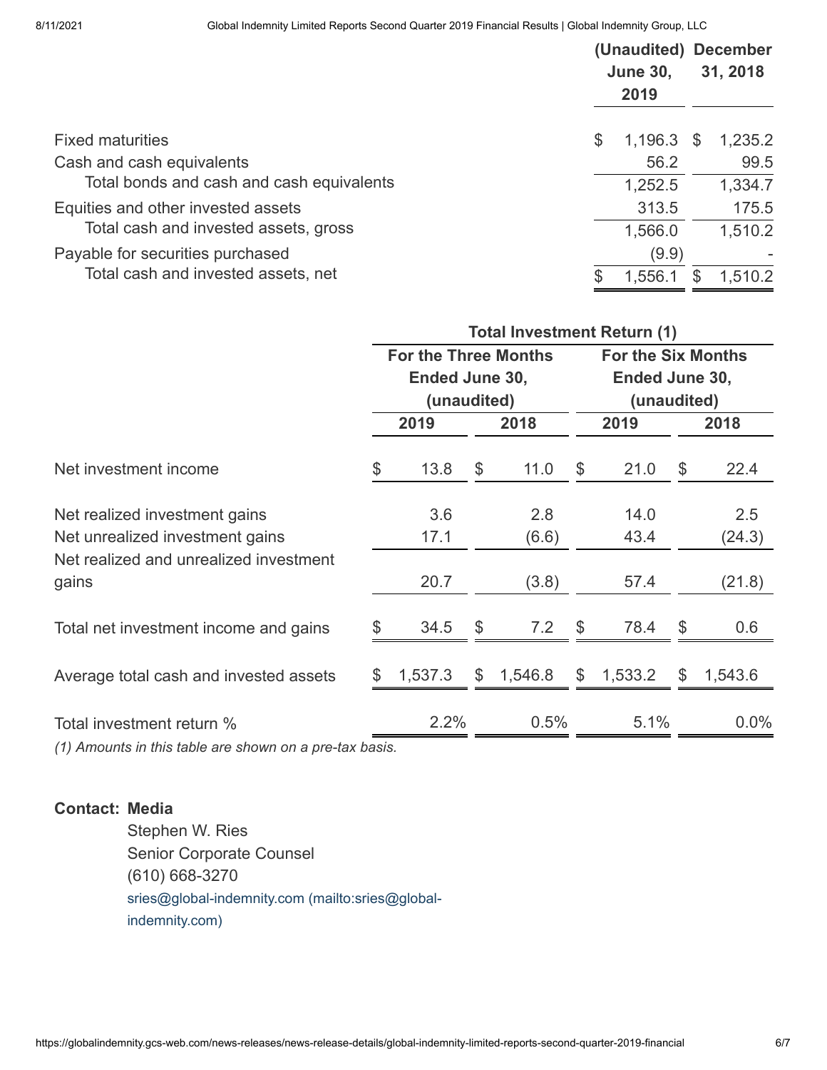| | (Unaudited) June 30, 2019 | December 31, 2018 |
|---|---|---|
| Fixed maturities | $ 1,196.3 | $ 1,235.2 |
| Cash and cash equivalents | 56.2 | 99.5 |
| Total bonds and cash and cash equivalents | 1,252.5 | 1,334.7 |
| Equities and other invested assets | 313.5 | 175.5 |
| Total cash and invested assets, gross | 1,566.0 | 1,510.2 |
| Payable for securities purchased | (9.9) | - |
| Total cash and invested assets, net | $ 1,556.1 | $ 1,510.2 |

| | Total Investment Return (1) | | | |
|---|---|---|---|---|
| | For the Three Months Ended June 30, (unaudited) | | For the Six Months Ended June 30, (unaudited) | |
| | 2019 | 2018 | 2019 | 2018 |
| Net investment income | $ 13.8 | $ 11.0 | $ 21.0 | $ 22.4 |
| Net realized investment gains | 3.6 | 2.8 | 14.0 | 2.5 |
| Net unrealized investment gains | 17.1 | (6.6) | 43.4 | (24.3) |
| Net realized and unrealized investment gains | 20.7 | (3.8) | 57.4 | (21.8) |
| Total net investment income and gains | $ 34.5 | $ 7.2 | $ 78.4 | $ 0.6 |
| Average total cash and invested assets | $ 1,537.3 | $ 1,546.8 | $ 1,533.2 | $ 1,543.6 |
| Total investment return % | 2.2% | 0.5% | 5.1% | 0.0% |

*(1) Amounts in this table are shown on a pre-tax basis.*

**Contact: Media**

Stephen W. Ries
Senior Corporate Counsel
(610) 668-3270
sries@global-indemnity.com (mailto:sries@global-indemnity.com)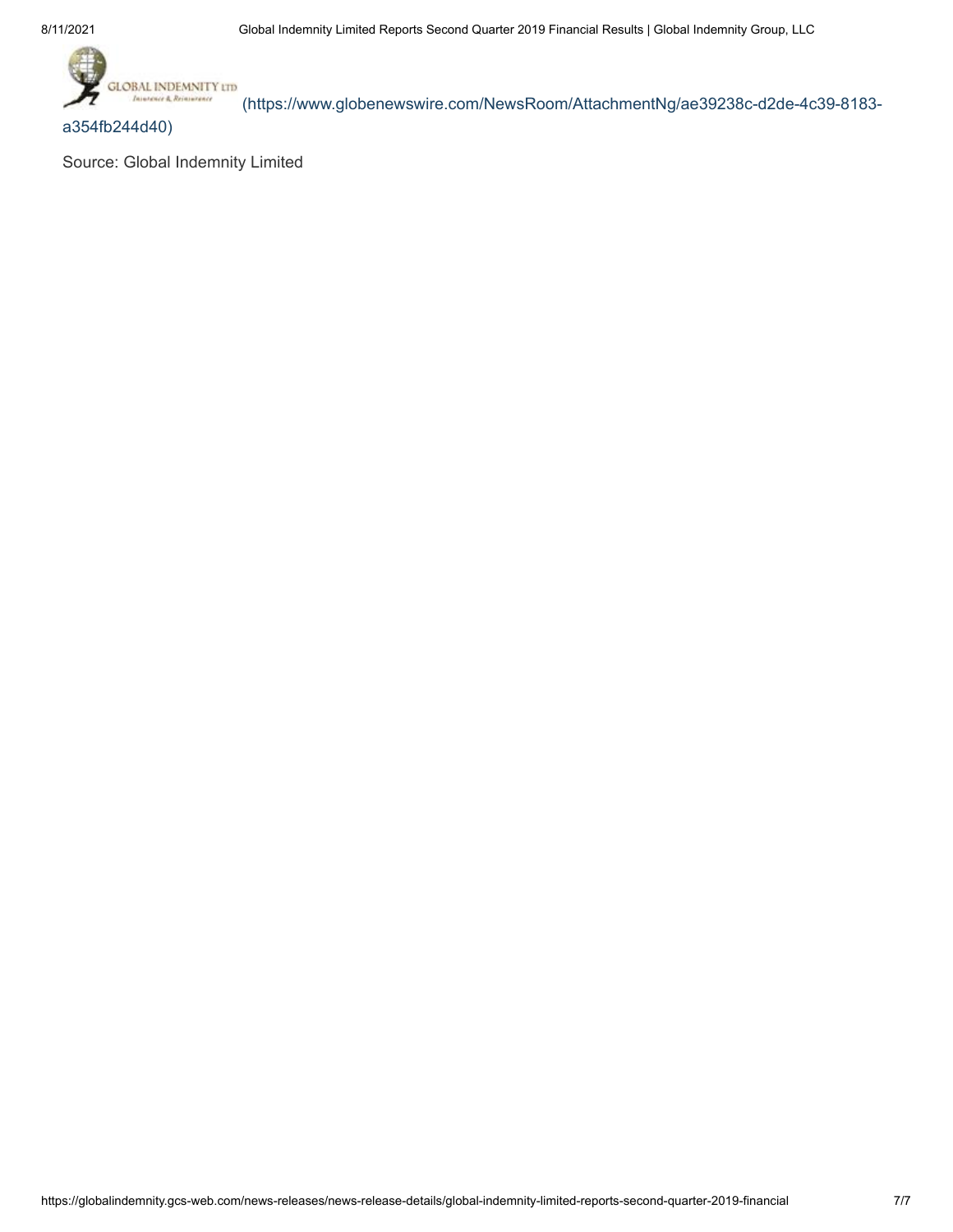GLOBAL INDEMNITY LTD
Insurance & Reinsurance

(https://www.globenewswire.com/NewsRoom/AttachmentNg/ae39238c-d2de-4c39-8183-a354fb244d40)

Source: Global Indemnity Limited